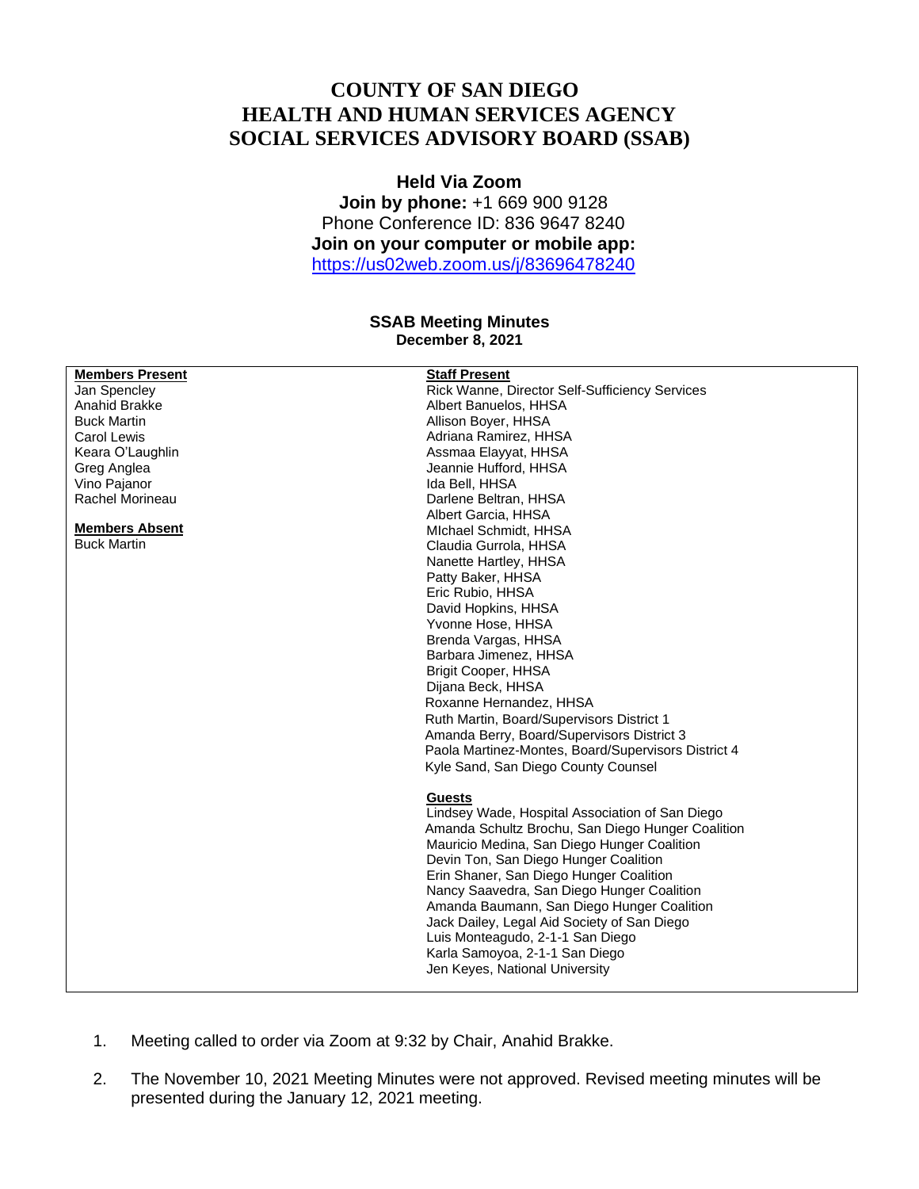# COUNTY OF SAN DIEGO
# HEALTH AND HUMAN SERVICES AGENCY
# SOCIAL SERVICES ADVISORY BOARD (SSAB)

**Held Via Zoom**
**Join by phone:** +1 669 900 9128
Phone Conference ID: 836 9647 8240
**Join on your computer or mobile app:**
https://us02web.zoom.us/j/83696478240

**SSAB Meeting Minutes**
**December 8, 2021**

| | |
|---|---|
| **Members Present** | **Staff Present** |
| Jan Spencley | Rick Wanne, Director Self-Sufficiency Services |
| Anahid Brakke | Albert Banuelos, HHSA |
| Buck Martin | Allison Boyer, HHSA |
| Carol Lewis | Adriana Ramirez, HHSA |
| Keara O'Laughlin | Assmaa Elayyat, HHSA |
| Greg Anglea | Jeannie Hufford, HHSA |
| Vino Pajanor | Ida Bell, HHSA |
| Rachel Morineau | Darlene Beltran, HHSA |
| | Albert Garcia, HHSA |
| **Members Absent** | MIchael Schmidt, HHSA |
| Buck Martin | Claudia Gurrola, HHSA |
| | Nanette Hartley, HHSA |
| | Patty Baker, HHSA |
| | Eric Rubio, HHSA |
| | David Hopkins, HHSA |
| | Yvonne Hose, HHSA |
| | Brenda Vargas, HHSA |
| | Barbara Jimenez, HHSA |
| | Brigit Cooper, HHSA |
| | Dijana Beck, HHSA |
| | Roxanne Hernandez, HHSA |
| | Ruth Martin, Board/Supervisors District 1 |
| | Amanda Berry, Board/Supervisors District 3 |
| | Paola Martinez-Montes, Board/Supervisors District 4 |
| | Kyle Sand, San Diego County Counsel |
| | |
| | **Guests** |
| | Lindsey Wade, Hospital Association of San Diego |
| | Amanda Schultz Brochu, San Diego Hunger Coalition |
| | Mauricio Medina, San Diego Hunger Coalition |
| | Devin Ton, San Diego Hunger Coalition |
| | Erin Shaner, San Diego Hunger Coalition |
| | Nancy Saavedra, San Diego Hunger Coalition |
| | Amanda Baumann, San Diego Hunger Coalition |
| | Jack Dailey, Legal Aid Society of San Diego |
| | Luis Monteagudo, 2-1-1 San Diego |
| | Karla Samoyoa, 2-1-1 San Diego |
| | Jen Keyes, National University |

1. Meeting called to order via Zoom at 9:32 by Chair, Anahid Brakke.

2. The November 10, 2021 Meeting Minutes were not approved. Revised meeting minutes will be presented during the January 12, 2021 meeting.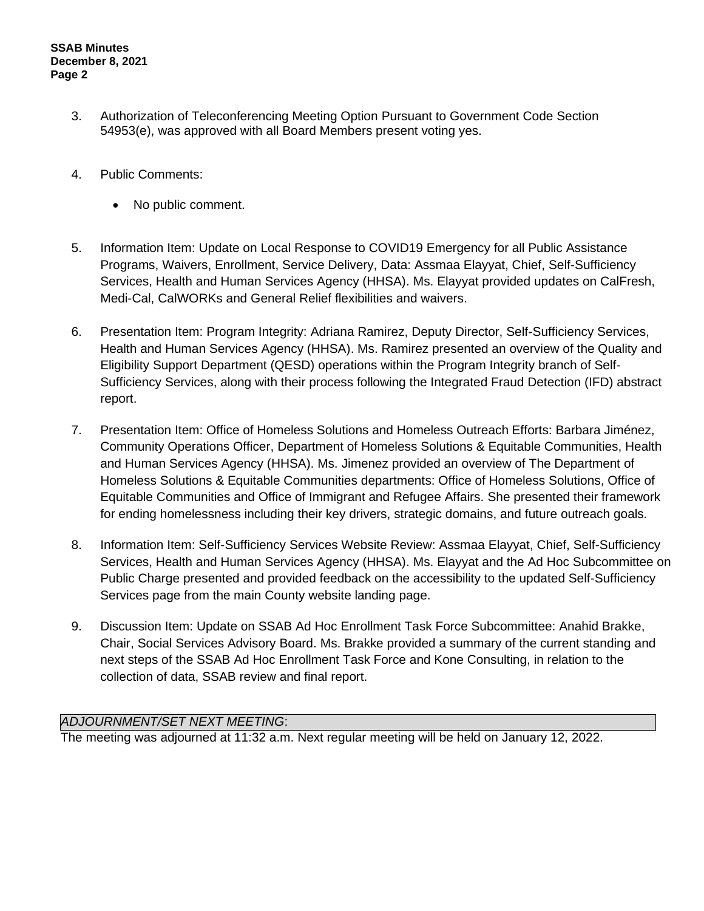3. Authorization of Teleconferencing Meeting Option Pursuant to Government Code Section 54953(e), was approved with all Board Members present voting yes.

4. Public Comments:

   - No public comment.

5. Information Item: Update on Local Response to COVID19 Emergency for all Public Assistance Programs, Waivers, Enrollment, Service Delivery, Data: Assmaa Elayyat, Chief, Self-Sufficiency Services, Health and Human Services Agency (HHSA). Ms. Elayyat provided updates on CalFresh, Medi-Cal, CalWORKs and General Relief flexibilities and waivers.

6. Presentation Item: Program Integrity: Adriana Ramirez, Deputy Director, Self-Sufficiency Services, Health and Human Services Agency (HHSA). Ms. Ramirez presented an overview of the Quality and Eligibility Support Department (QESD) operations within the Program Integrity branch of Self-Sufficiency Services, along with their process following the Integrated Fraud Detection (IFD) abstract report.

7. Presentation Item: Office of Homeless Solutions and Homeless Outreach Efforts: Barbara Jiménez, Community Operations Officer, Department of Homeless Solutions & Equitable Communities, Health and Human Services Agency (HHSA). Ms. Jimenez provided an overview of The Department of Homeless Solutions & Equitable Communities departments: Office of Homeless Solutions, Office of Equitable Communities and Office of Immigrant and Refugee Affairs. She presented their framework for ending homelessness including their key drivers, strategic domains, and future outreach goals.

8. Information Item: Self-Sufficiency Services Website Review: Assmaa Elayyat, Chief, Self-Sufficiency Services, Health and Human Services Agency (HHSA). Ms. Elayyat and the Ad Hoc Subcommittee on Public Charge presented and provided feedback on the accessibility to the updated Self-Sufficiency Services page from the main County website landing page.

9. Discussion Item: Update on SSAB Ad Hoc Enrollment Task Force Subcommittee: Anahid Brakke, Chair, Social Services Advisory Board. Ms. Brakke provided a summary of the current standing and next steps of the SSAB Ad Hoc Enrollment Task Force and Kone Consulting, in relation to the collection of data, SSAB review and final report.

*ADJOURNMENT/SET NEXT MEETING*:

The meeting was adjourned at 11:32 a.m. Next regular meeting will be held on January 12, 2022.